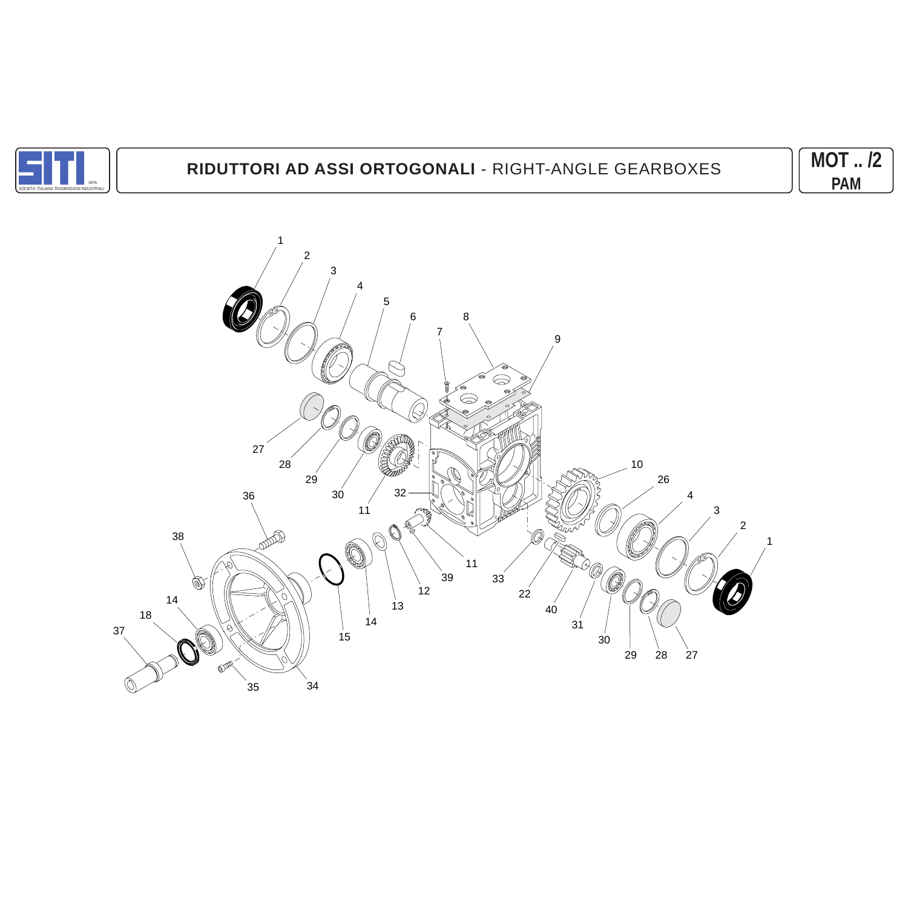SITI SPA
SOCIETA' ITALIANA TRASMISSIONI INDUSTRIALI

# RIDUTTORI AD ASSI ORTOGONALI - RIGHT-ANGLE GEARBOXES

**MOT .. /2**
**PAM**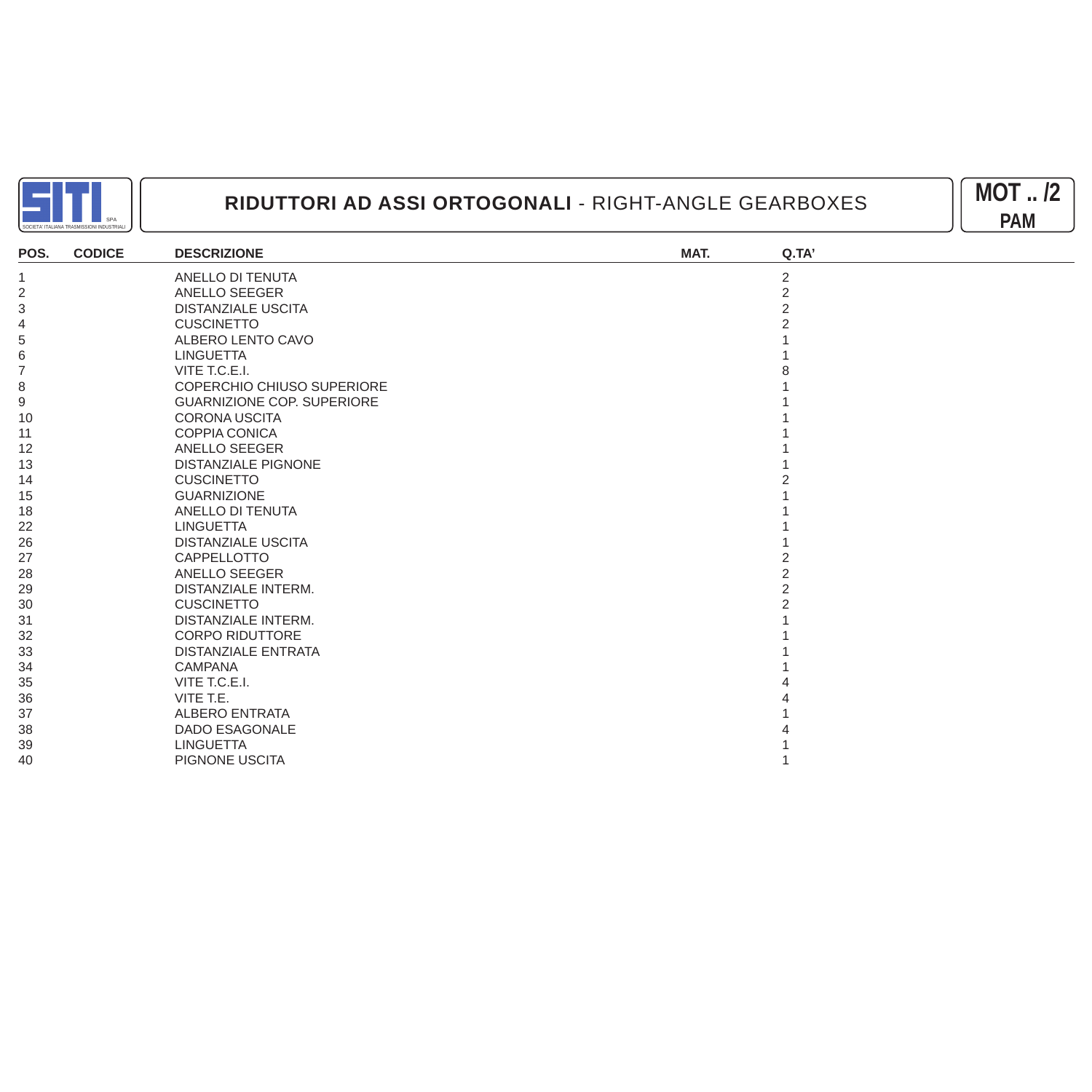SITI SPA — SOCIETA' ITALIANA TRASMISSIONI INDUSTRIALI

# RIDUTTORI AD ASSI ORTOGONALI - RIGHT-ANGLE GEARBOXES

**MOT .. /2**
**PAM**

| POS. | CODICE | DESCRIZIONE | MAT. | Q.TA' |
|---|---|---|---|---|
| 1 | | ANELLO DI TENUTA | | 2 |
| 2 | | ANELLO SEEGER | | 2 |
| 3 | | DISTANZIALE USCITA | | 2 |
| 4 | | CUSCINETTO | | 2 |
| 5 | | ALBERO LENTO CAVO | | 1 |
| 6 | | LINGUETTA | | 1 |
| 7 | | VITE T.C.E.I. | | 8 |
| 8 | | COPERCHIO CHIUSO SUPERIORE | | 1 |
| 9 | | GUARNIZIONE COP. SUPERIORE | | 1 |
| 10 | | CORONA USCITA | | 1 |
| 11 | | COPPIA CONICA | | 1 |
| 12 | | ANELLO SEEGER | | 1 |
| 13 | | DISTANZIALE PIGNONE | | 1 |
| 14 | | CUSCINETTO | | 2 |
| 15 | | GUARNIZIONE | | 1 |
| 18 | | ANELLO DI TENUTA | | 1 |
| 22 | | LINGUETTA | | 1 |
| 26 | | DISTANZIALE USCITA | | 1 |
| 27 | | CAPPELLOTTO | | 2 |
| 28 | | ANELLO SEEGER | | 2 |
| 29 | | DISTANZIALE INTERM. | | 2 |
| 30 | | CUSCINETTO | | 2 |
| 31 | | DISTANZIALE INTERM. | | 1 |
| 32 | | CORPO RIDUTTORE | | 1 |
| 33 | | DISTANZIALE ENTRATA | | 1 |
| 34 | | CAMPANA | | 1 |
| 35 | | VITE T.C.E.I. | | 4 |
| 36 | | VITE T.E. | | 4 |
| 37 | | ALBERO ENTRATA | | 1 |
| 38 | | DADO ESAGONALE | | 4 |
| 39 | | LINGUETTA | | 1 |
| 40 | | PIGNONE USCITA | | 1 |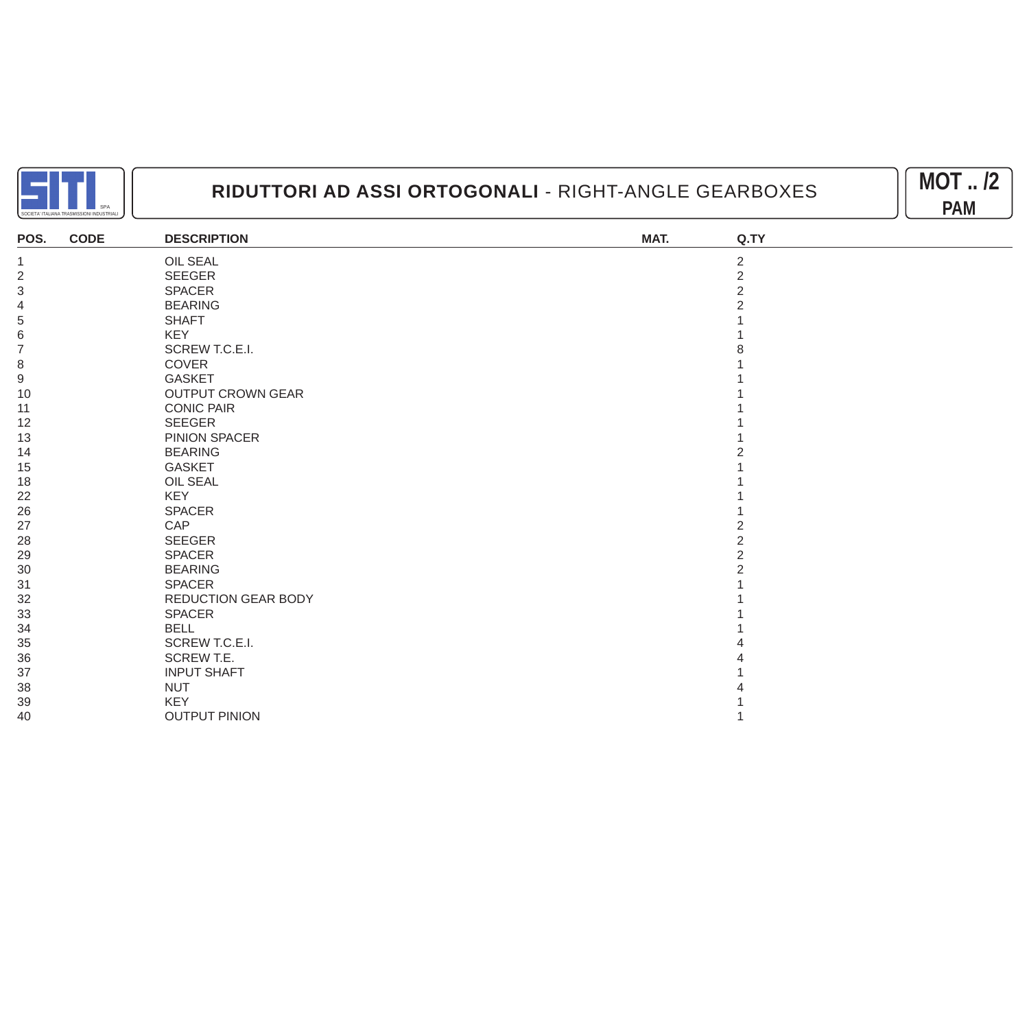# RIDUTTORI AD ASSI ORTOGONALI - RIGHT-ANGLE GEARBOXES

**MOT .. /2**
**PAM**

| POS. | CODE | DESCRIPTION | MAT. | Q.TY |
|---|---|---|---|---|
| 1 | | OIL SEAL | | 2 |
| 2 | | SEEGER | | 2 |
| 3 | | SPACER | | 2 |
| 4 | | BEARING | | 2 |
| 5 | | SHAFT | | 1 |
| 6 | | KEY | | 1 |
| 7 | | SCREW T.C.E.I. | | 8 |
| 8 | | COVER | | 1 |
| 9 | | GASKET | | 1 |
| 10 | | OUTPUT CROWN GEAR | | 1 |
| 11 | | CONIC PAIR | | 1 |
| 12 | | SEEGER | | 1 |
| 13 | | PINION SPACER | | 1 |
| 14 | | BEARING | | 2 |
| 15 | | GASKET | | 1 |
| 18 | | OIL SEAL | | 1 |
| 22 | | KEY | | 1 |
| 26 | | SPACER | | 1 |
| 27 | | CAP | | 2 |
| 28 | | SEEGER | | 2 |
| 29 | | SPACER | | 2 |
| 30 | | BEARING | | 2 |
| 31 | | SPACER | | 1 |
| 32 | | REDUCTION GEAR BODY | | 1 |
| 33 | | SPACER | | 1 |
| 34 | | BELL | | 1 |
| 35 | | SCREW T.C.E.I. | | 4 |
| 36 | | SCREW T.E. | | 4 |
| 37 | | INPUT SHAFT | | 1 |
| 38 | | NUT | | 4 |
| 39 | | KEY | | 1 |
| 40 | | OUTPUT PINION | | 1 |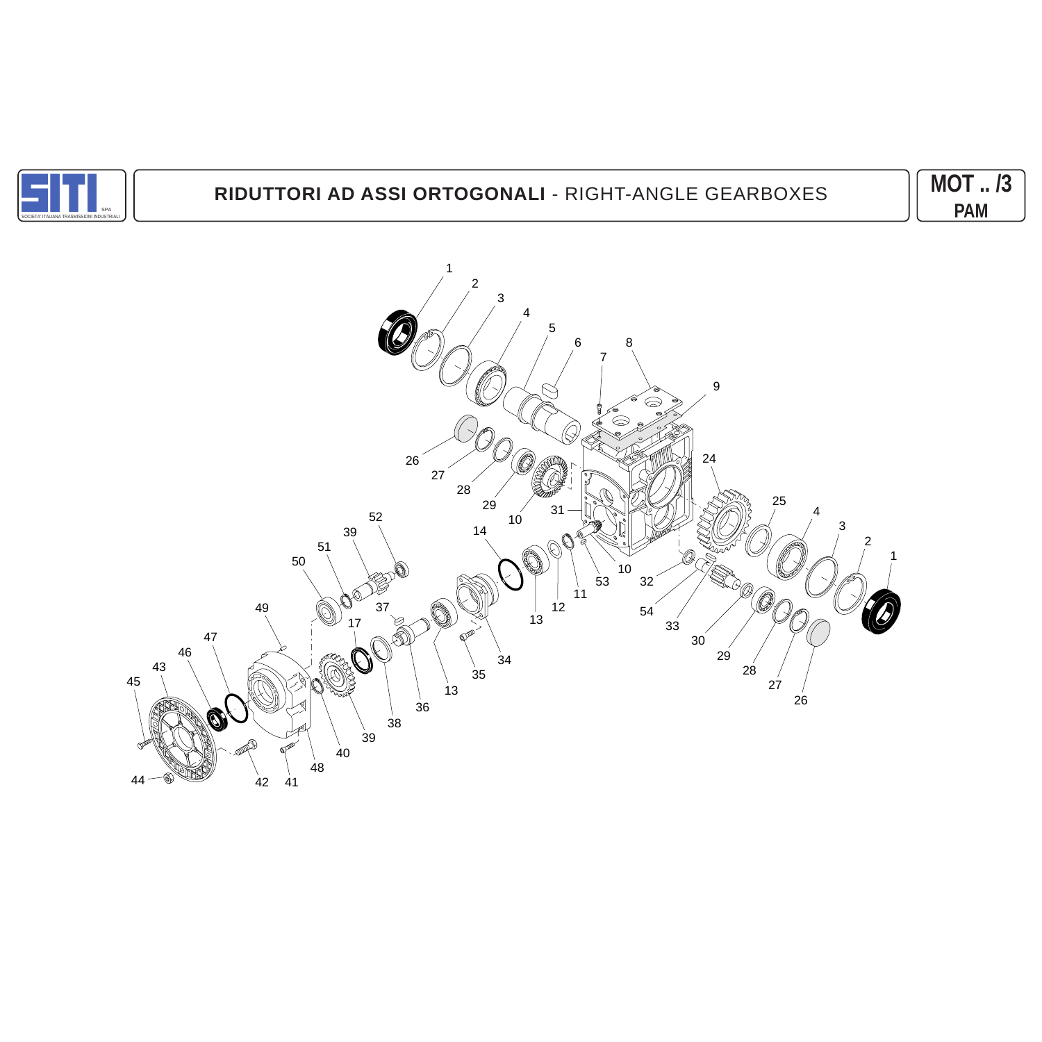# RIDUTTORI AD ASSI ORTOGONALI - RIGHT-ANGLE GEARBOXES

**MOT .. /3**
**PAM**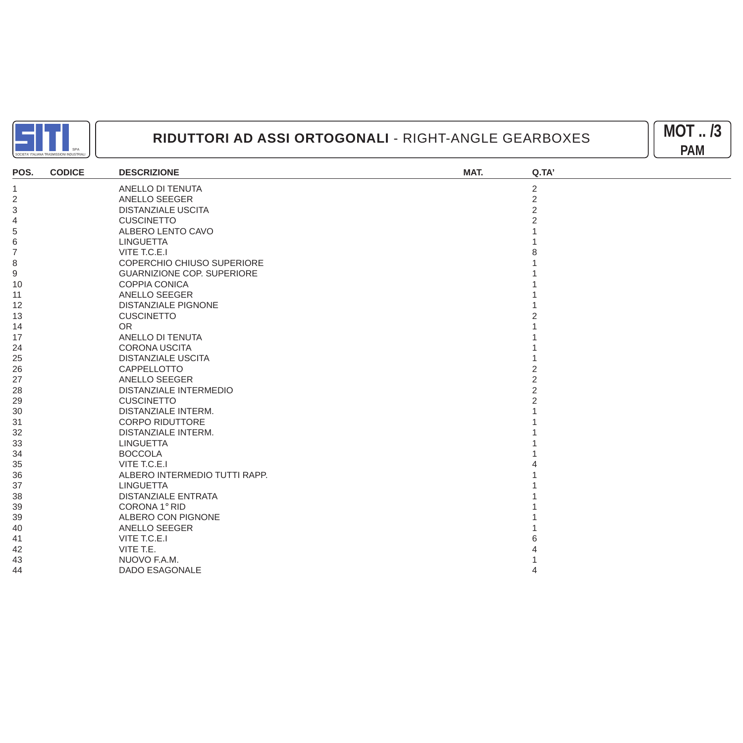SITI SPA — SOCIETA' ITALIANA TRASMISSIONI INDUSTRIALI

# RIDUTTORI AD ASSI ORTOGONALI - RIGHT-ANGLE GEARBOXES

**MOT .. /3 PAM**

| POS. | CODICE | DESCRIZIONE | MAT. | Q.TA' |
|---|---|---|---|---|
| 1 | | ANELLO DI TENUTA | | 2 |
| 2 | | ANELLO SEEGER | | 2 |
| 3 | | DISTANZIALE USCITA | | 2 |
| 4 | | CUSCINETTO | | 2 |
| 5 | | ALBERO LENTO CAVO | | 1 |
| 6 | | LINGUETTA | | 1 |
| 7 | | VITE T.C.E.I | | 8 |
| 8 | | COPERCHIO CHIUSO SUPERIORE | | 1 |
| 9 | | GUARNIZIONE COP. SUPERIORE | | 1 |
| 10 | | COPPIA CONICA | | 1 |
| 11 | | ANELLO SEEGER | | 1 |
| 12 | | DISTANZIALE PIGNONE | | 1 |
| 13 | | CUSCINETTO | | 2 |
| 14 | | OR | | 1 |
| 17 | | ANELLO DI TENUTA | | 1 |
| 24 | | CORONA USCITA | | 1 |
| 25 | | DISTANZIALE USCITA | | 1 |
| 26 | | CAPPELLOTTO | | 2 |
| 27 | | ANELLO SEEGER | | 2 |
| 28 | | DISTANZIALE INTERMEDIO | | 2 |
| 29 | | CUSCINETTO | | 2 |
| 30 | | DISTANZIALE INTERM. | | 1 |
| 31 | | CORPO RIDUTTORE | | 1 |
| 32 | | DISTANZIALE INTERM. | | 1 |
| 33 | | LINGUETTA | | 1 |
| 34 | | BOCCOLA | | 1 |
| 35 | | VITE T.C.E.I | | 4 |
| 36 | | ALBERO INTERMEDIO TUTTI RAPP. | | 1 |
| 37 | | LINGUETTA | | 1 |
| 38 | | DISTANZIALE ENTRATA | | 1 |
| 39 | | CORONA 1° RID | | 1 |
| 39 | | ALBERO CON PIGNONE | | 1 |
| 40 | | ANELLO SEEGER | | 1 |
| 41 | | VITE T.C.E.I | | 6 |
| 42 | | VITE T.E. | | 4 |
| 43 | | NUOVO F.A.M. | | 1 |
| 44 | | DADO ESAGONALE | | 4 |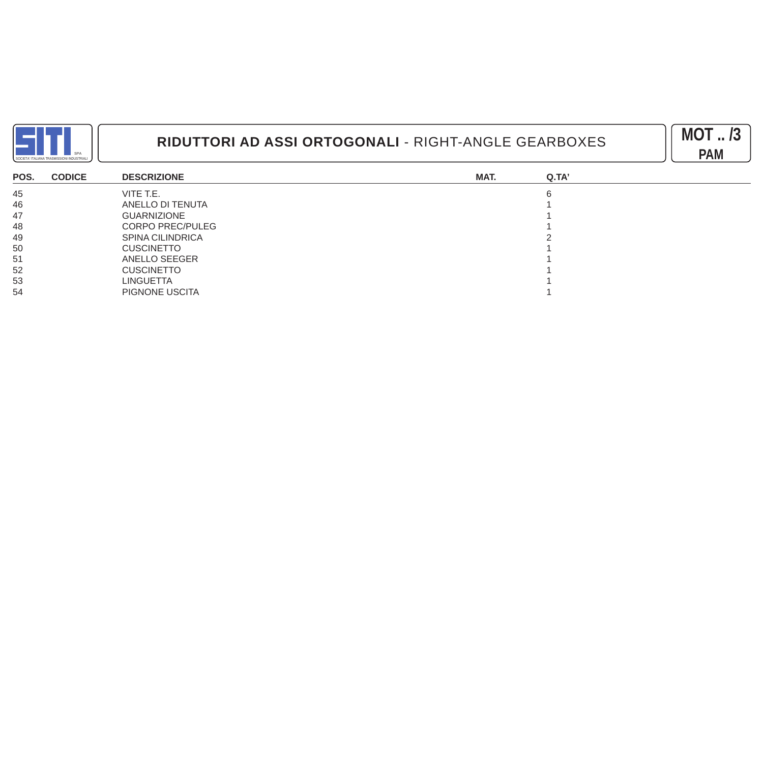# RIDUTTORI AD ASSI ORTOGONALI - RIGHT-ANGLE GEARBOXES

**MOT .. /3**
**PAM**

| POS. | CODICE | DESCRIZIONE | MAT. | Q.TA' |
|---|---|---|---|---|
| 45 | | VITE T.E. | | 6 |
| 46 | | ANELLO DI TENUTA | | 1 |
| 47 | | GUARNIZIONE | | 1 |
| 48 | | CORPO PREC/PULEG | | 1 |
| 49 | | SPINA CILINDRICA | | 2 |
| 50 | | CUSCINETTO | | 1 |
| 51 | | ANELLO SEEGER | | 1 |
| 52 | | CUSCINETTO | | 1 |
| 53 | | LINGUETTA | | 1 |
| 54 | | PIGNONE USCITA | | 1 |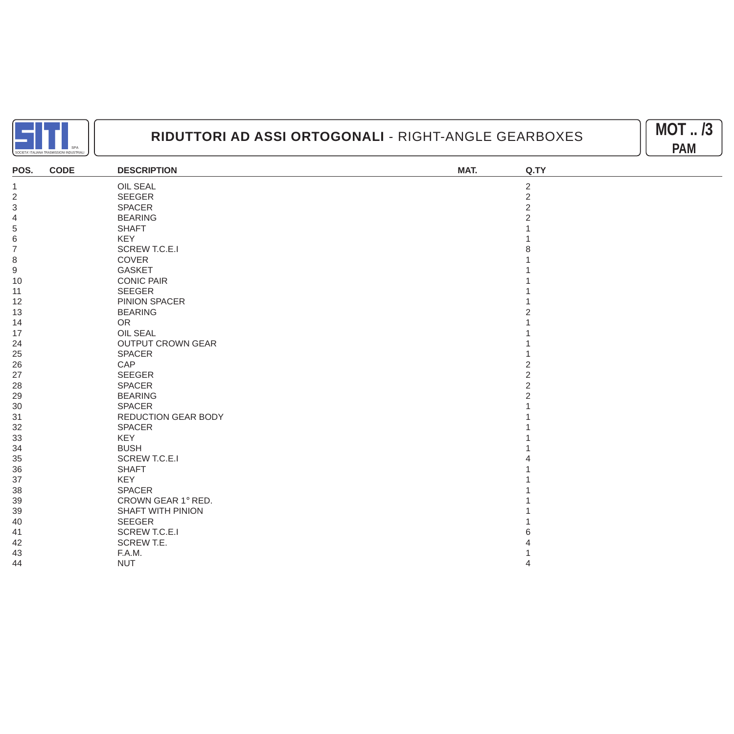SITI SPA — SOCIETA' ITALIANA TRASMISSIONI INDUSTRIALI

# RIDUTTORI AD ASSI ORTOGONALI - RIGHT-ANGLE GEARBOXES

**MOT .. /3 PAM**

| POS. | CODE | DESCRIPTION | MAT. | Q.TY |
|---|---|---|---|---|
| 1 | | OIL SEAL | | 2 |
| 2 | | SEEGER | | 2 |
| 3 | | SPACER | | 2 |
| 4 | | BEARING | | 2 |
| 5 | | SHAFT | | 1 |
| 6 | | KEY | | 1 |
| 7 | | SCREW T.C.E.I | | 8 |
| 8 | | COVER | | 1 |
| 9 | | GASKET | | 1 |
| 10 | | CONIC PAIR | | 1 |
| 11 | | SEEGER | | 1 |
| 12 | | PINION SPACER | | 1 |
| 13 | | BEARING | | 2 |
| 14 | | OR | | 1 |
| 17 | | OIL SEAL | | 1 |
| 24 | | OUTPUT CROWN GEAR | | 1 |
| 25 | | SPACER | | 1 |
| 26 | | CAP | | 2 |
| 27 | | SEEGER | | 2 |
| 28 | | SPACER | | 2 |
| 29 | | BEARING | | 2 |
| 30 | | SPACER | | 1 |
| 31 | | REDUCTION GEAR BODY | | 1 |
| 32 | | SPACER | | 1 |
| 33 | | KEY | | 1 |
| 34 | | BUSH | | 1 |
| 35 | | SCREW T.C.E.I | | 4 |
| 36 | | SHAFT | | 1 |
| 37 | | KEY | | 1 |
| 38 | | SPACER | | 1 |
| 39 | | CROWN GEAR 1° RED. | | 1 |
| 39 | | SHAFT WITH PINION | | 1 |
| 40 | | SEEGER | | 1 |
| 41 | | SCREW T.C.E.I | | 6 |
| 42 | | SCREW T.E. | | 4 |
| 43 | | F.A.M. | | 1 |
| 44 | | NUT | | 4 |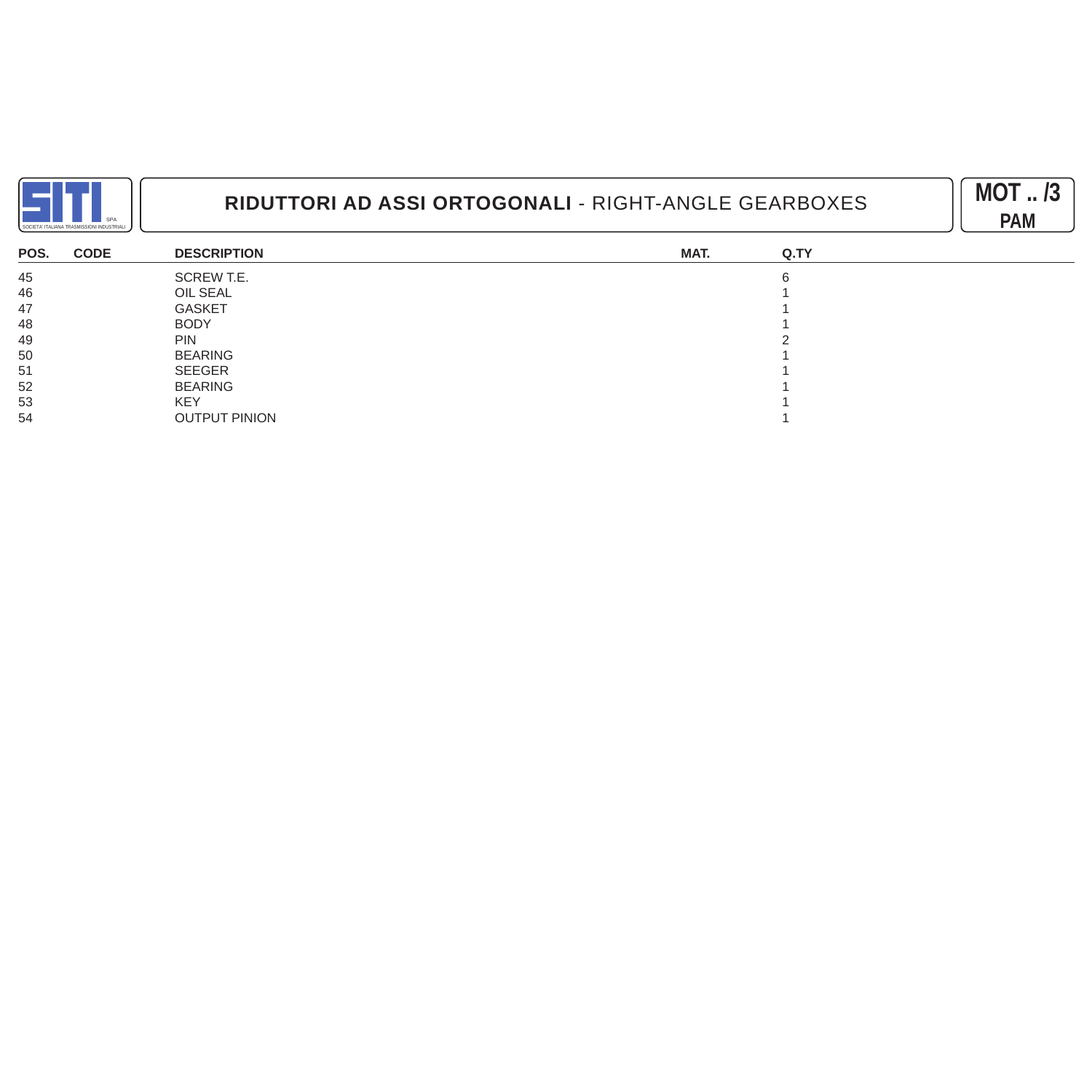# RIDUTTORI AD ASSI ORTOGONALI - RIGHT-ANGLE GEARBOXES

**MOT .. /3 PAM**

| POS. | CODE | DESCRIPTION | MAT. | Q.TY |
|---|---|---|---|---|
| 45 | | SCREW T.E. | | 6 |
| 46 | | OIL SEAL | | 1 |
| 47 | | GASKET | | 1 |
| 48 | | BODY | | 1 |
| 49 | | PIN | | 2 |
| 50 | | BEARING | | 1 |
| 51 | | SEEGER | | 1 |
| 52 | | BEARING | | 1 |
| 53 | | KEY | | 1 |
| 54 | | OUTPUT PINION | | 1 |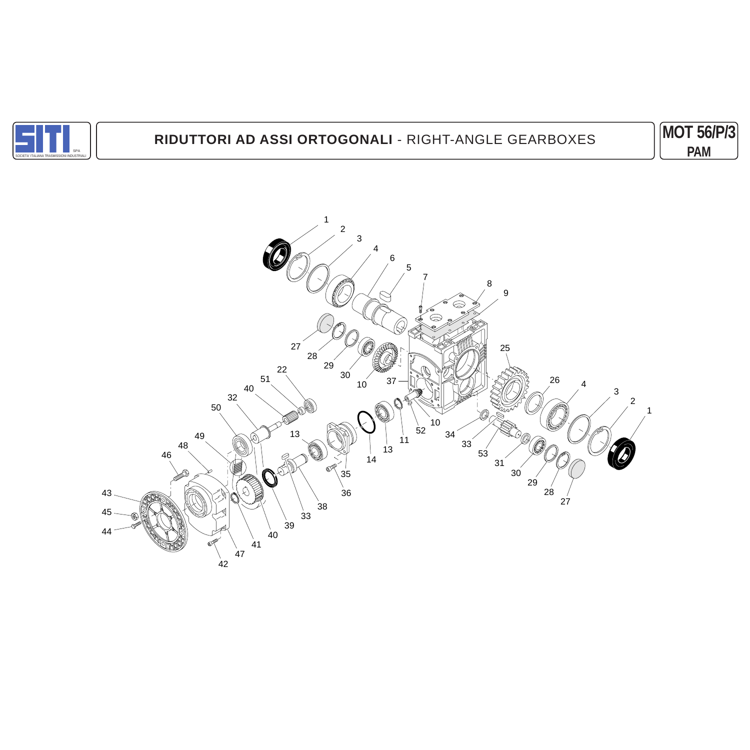SITI SPA SOCIETA' ITALIANA TRASMISSIONI INDUSTRIALI

# RIDUTTORI AD ASSI ORTOGONALI - RIGHT-ANGLE GEARBOXES

**MOT 56/P/3**
**PAM**

1 2 3 4 6 5 7 8 9 27 28 29 30 10 37 25 26 4 3 2 1 22 51 40 32 50 13 13 14 11 52 10 34 33 53 31 30 29 28 27 49 48 46 35 36 38 33 39 40 41 47 42 43 45 44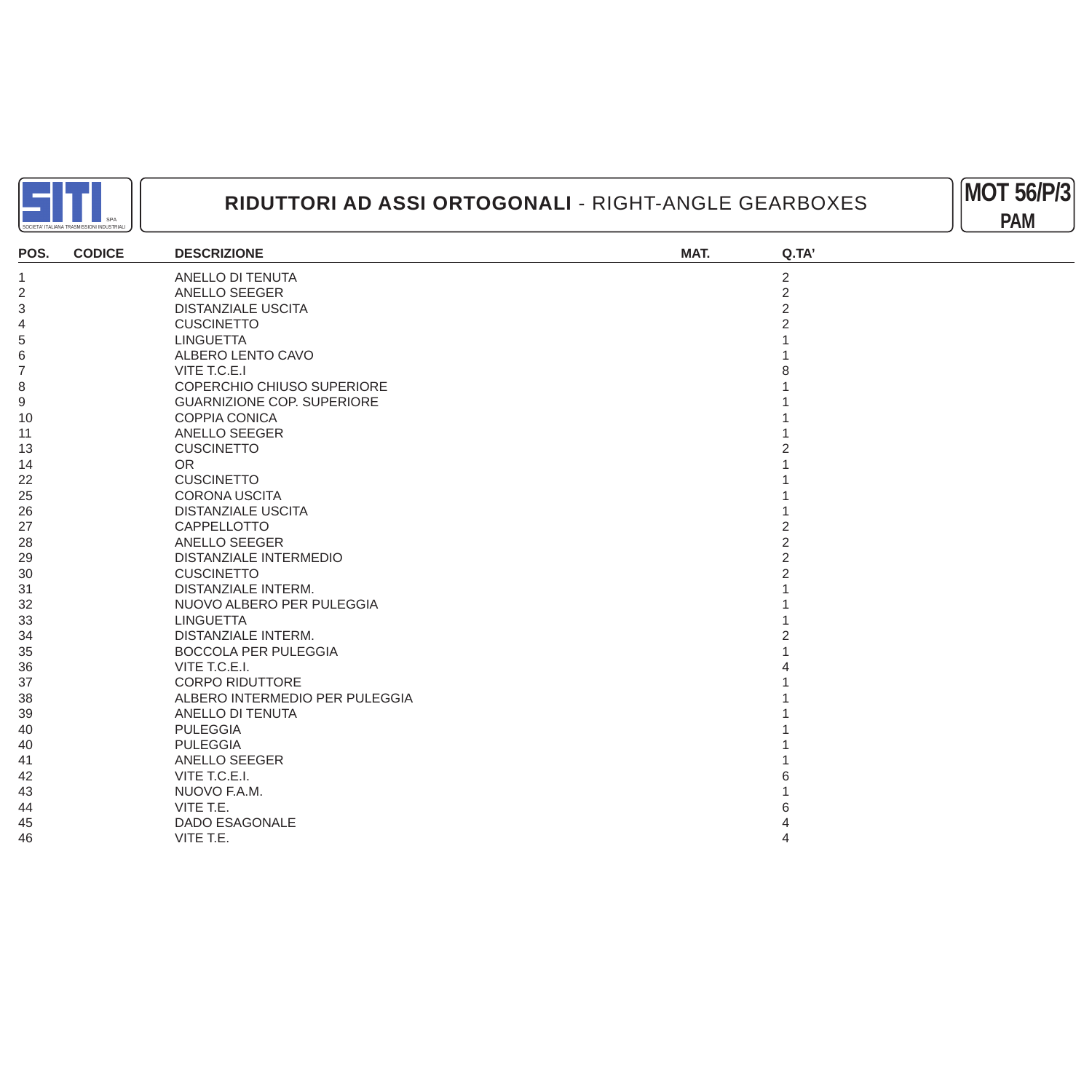SITI SPA — SOCIETA' ITALIANA TRASMISSIONI INDUSTRIALI

# RIDUTTORI AD ASSI ORTOGONALI - RIGHT-ANGLE GEARBOXES

**MOT 56/P/3**
**PAM**

| POS. | CODICE | DESCRIZIONE | MAT. | Q.TA' |
|---|---|---|---|---|
| 1 | | ANELLO DI TENUTA | | 2 |
| 2 | | ANELLO SEEGER | | 2 |
| 3 | | DISTANZIALE USCITA | | 2 |
| 4 | | CUSCINETTO | | 2 |
| 5 | | LINGUETTA | | 1 |
| 6 | | ALBERO LENTO CAVO | | 1 |
| 7 | | VITE T.C.E.I | | 8 |
| 8 | | COPERCHIO CHIUSO SUPERIORE | | 1 |
| 9 | | GUARNIZIONE COP. SUPERIORE | | 1 |
| 10 | | COPPIA CONICA | | 1 |
| 11 | | ANELLO SEEGER | | 1 |
| 13 | | CUSCINETTO | | 2 |
| 14 | | OR | | 1 |
| 22 | | CUSCINETTO | | 1 |
| 25 | | CORONA USCITA | | 1 |
| 26 | | DISTANZIALE USCITA | | 1 |
| 27 | | CAPPELLOTTO | | 2 |
| 28 | | ANELLO SEEGER | | 2 |
| 29 | | DISTANZIALE INTERMEDIO | | 2 |
| 30 | | CUSCINETTO | | 2 |
| 31 | | DISTANZIALE INTERM. | | 1 |
| 32 | | NUOVO ALBERO PER PULEGGIA | | 1 |
| 33 | | LINGUETTA | | 1 |
| 34 | | DISTANZIALE INTERM. | | 2 |
| 35 | | BOCCOLA PER PULEGGIA | | 1 |
| 36 | | VITE T.C.E.I. | | 4 |
| 37 | | CORPO RIDUTTORE | | 1 |
| 38 | | ALBERO INTERMEDIO PER PULEGGIA | | 1 |
| 39 | | ANELLO DI TENUTA | | 1 |
| 40 | | PULEGGIA | | 1 |
| 40 | | PULEGGIA | | 1 |
| 41 | | ANELLO SEEGER | | 1 |
| 42 | | VITE T.C.E.I. | | 6 |
| 43 | | NUOVO F.A.M. | | 1 |
| 44 | | VITE T.E. | | 6 |
| 45 | | DADO ESAGONALE | | 4 |
| 46 | | VITE T.E. | | 4 |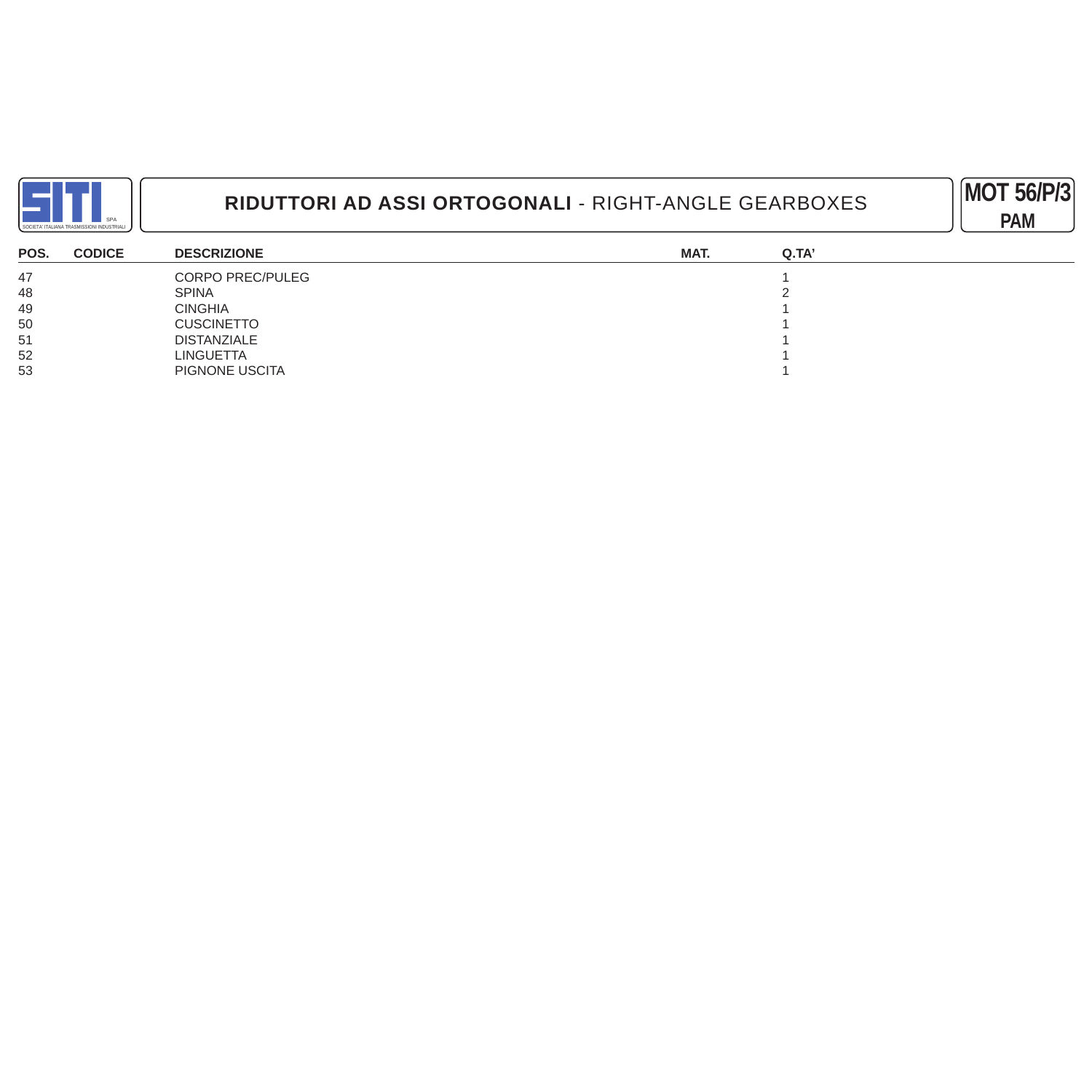SITI SPA — SOCIETA' ITALIANA TRASMISSIONI INDUSTRIALI

# RIDUTTORI AD ASSI ORTOGONALI - RIGHT-ANGLE GEARBOXES

**MOT 56/P/3**
**PAM**

| POS. | CODICE | DESCRIZIONE | MAT. | Q.TA' |
|---|---|---|---|---|
| 47 | | CORPO PREC/PULEG | | 1 |
| 48 | | SPINA | | 2 |
| 49 | | CINGHIA | | 1 |
| 50 | | CUSCINETTO | | 1 |
| 51 | | DISTANZIALE | | 1 |
| 52 | | LINGUETTA | | 1 |
| 53 | | PIGNONE USCITA | | 1 |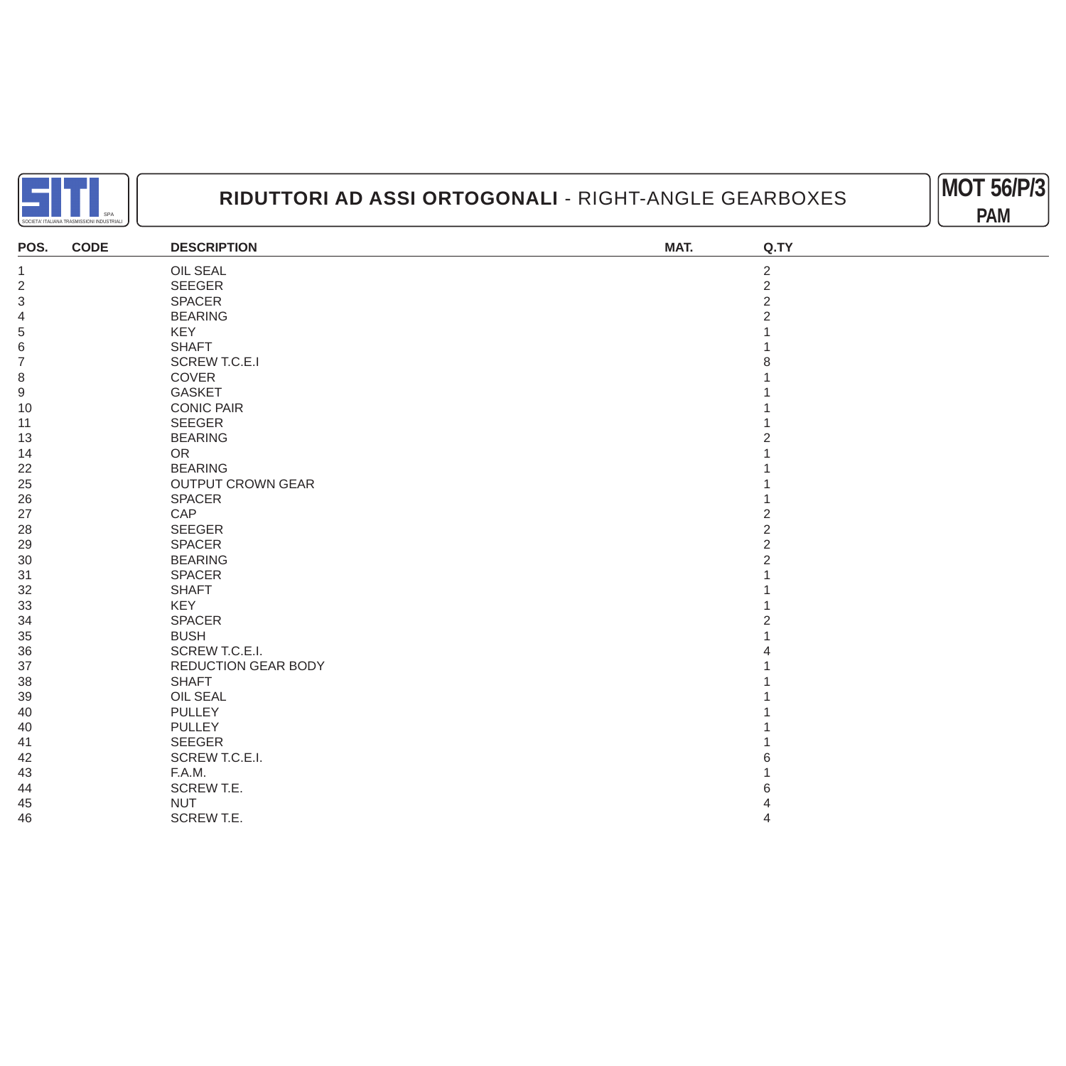SITI SPA — SOCIETA' ITALIANA TRASMISSIONI INDUSTRIALI

# RIDUTTORI AD ASSI ORTOGONALI - RIGHT-ANGLE GEARBOXES

**MOT 56/P/3**
**PAM**

| POS. | CODE | DESCRIPTION | MAT. | Q.TY |
|---|---|---|---|---|
| 1 | | OIL SEAL | | 2 |
| 2 | | SEEGER | | 2 |
| 3 | | SPACER | | 2 |
| 4 | | BEARING | | 2 |
| 5 | | KEY | | 1 |
| 6 | | SHAFT | | 1 |
| 7 | | SCREW T.C.E.I | | 8 |
| 8 | | COVER | | 1 |
| 9 | | GASKET | | 1 |
| 10 | | CONIC PAIR | | 1 |
| 11 | | SEEGER | | 1 |
| 13 | | BEARING | | 2 |
| 14 | | OR | | 1 |
| 22 | | BEARING | | 1 |
| 25 | | OUTPUT CROWN GEAR | | 1 |
| 26 | | SPACER | | 1 |
| 27 | | CAP | | 2 |
| 28 | | SEEGER | | 2 |
| 29 | | SPACER | | 2 |
| 30 | | BEARING | | 2 |
| 31 | | SPACER | | 1 |
| 32 | | SHAFT | | 1 |
| 33 | | KEY | | 1 |
| 34 | | SPACER | | 2 |
| 35 | | BUSH | | 1 |
| 36 | | SCREW T.C.E.I. | | 4 |
| 37 | | REDUCTION GEAR BODY | | 1 |
| 38 | | SHAFT | | 1 |
| 39 | | OIL SEAL | | 1 |
| 40 | | PULLEY | | 1 |
| 40 | | PULLEY | | 1 |
| 41 | | SEEGER | | 1 |
| 42 | | SCREW T.C.E.I. | | 6 |
| 43 | | F.A.M. | | 1 |
| 44 | | SCREW T.E. | | 6 |
| 45 | | NUT | | 4 |
| 46 | | SCREW T.E. | | 4 |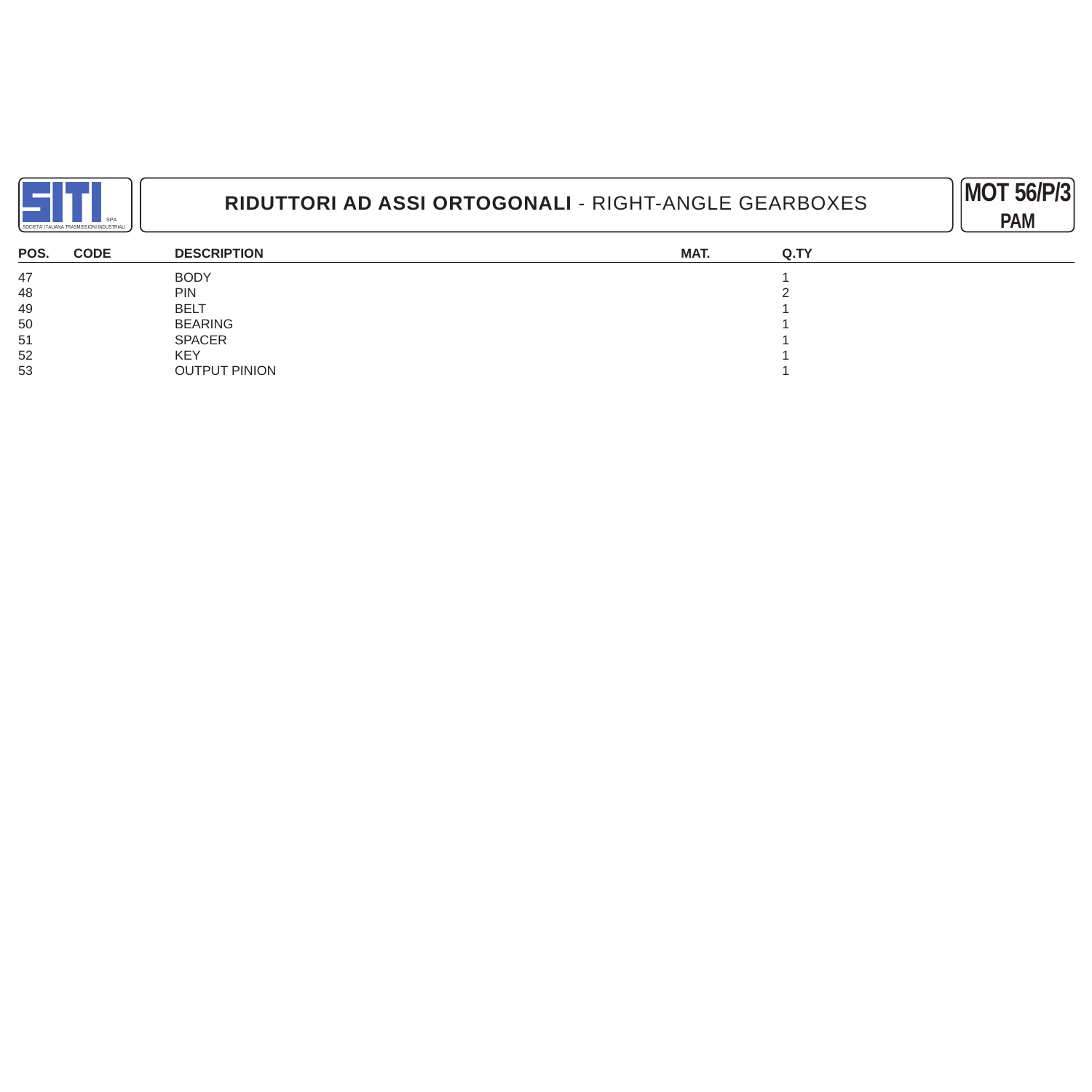SITI SPA — SOCIETA' ITALIANA TRASMISSIONI INDUSTRIALI

# RIDUTTORI AD ASSI ORTOGONALI - RIGHT-ANGLE GEARBOXES

**MOT 56/P/3**
**PAM**

| POS. | CODE | DESCRIPTION | MAT. | Q.TY |
|---|---|---|---|---|
| 47 | | BODY | | 1 |
| 48 | | PIN | | 2 |
| 49 | | BELT | | 1 |
| 50 | | BEARING | | 1 |
| 51 | | SPACER | | 1 |
| 52 | | KEY | | 1 |
| 53 | | OUTPUT PINION | | 1 |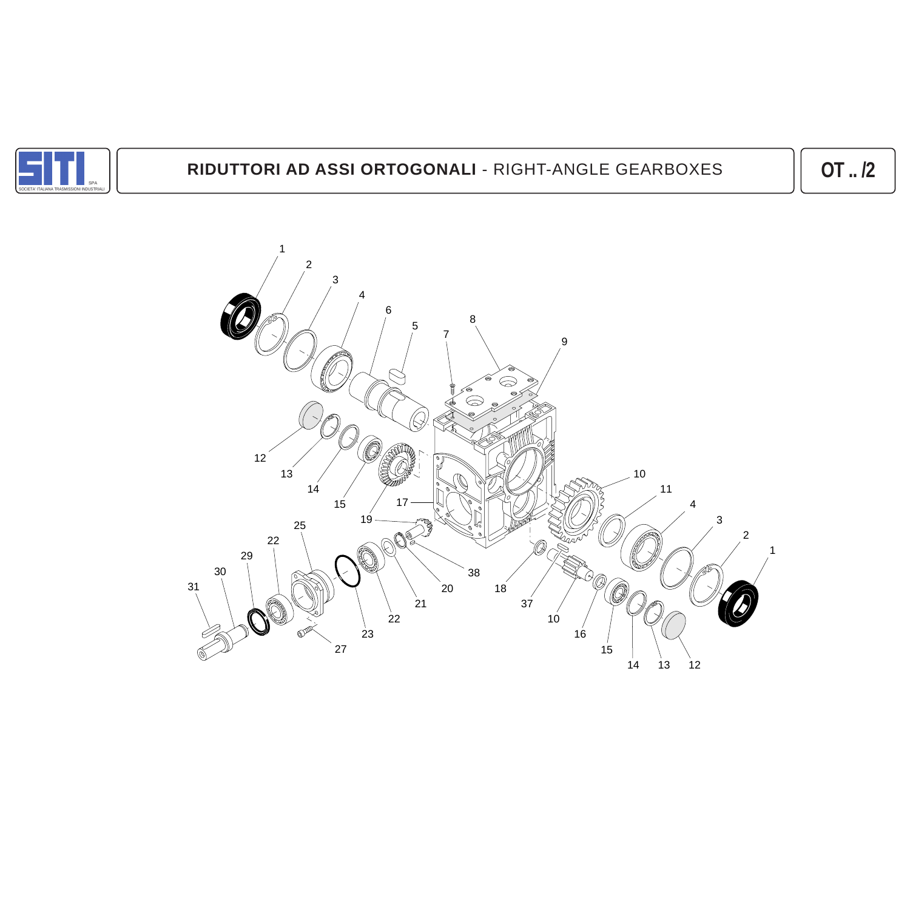# RIDUTTORI AD ASSI ORTOGONALI - RIGHT-ANGLE GEARBOXES

**OT .. /2**

1 2 3 4 6 5 7 8 9 12 13 14 15 17 10 11 4 3 2 1 19 25 22 29 30 31 38 20 21 22 23 27 18 37 10 16 15 14 13 12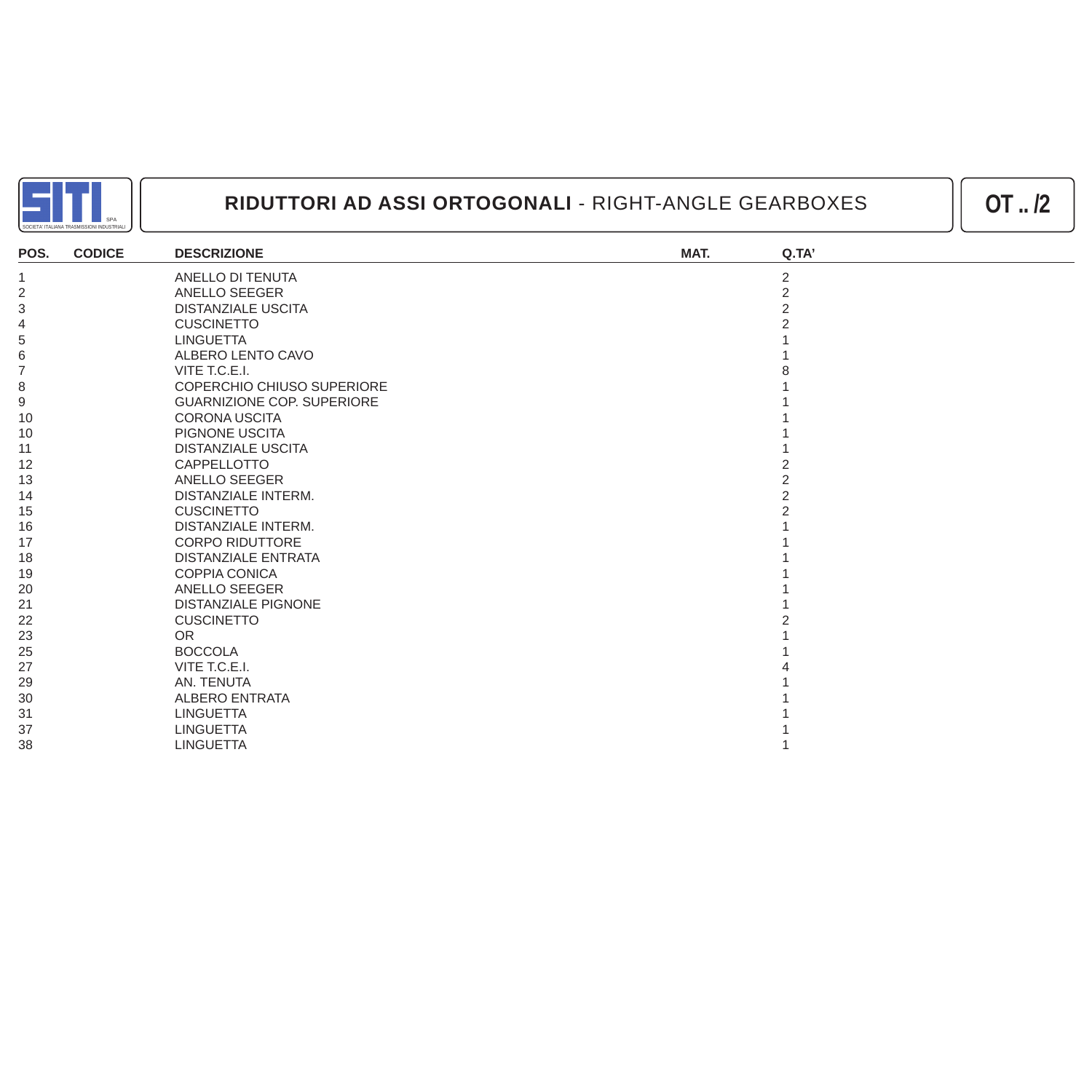# RIDUTTORI AD ASSI ORTOGONALI - RIGHT-ANGLE GEARBOXES

**OT .. /2**

| POS. | CODICE | DESCRIZIONE | MAT. | Q.TA' |
|---|---|---|---|---|
| 1 | | ANELLO DI TENUTA | | 2 |
| 2 | | ANELLO SEEGER | | 2 |
| 3 | | DISTANZIALE USCITA | | 2 |
| 4 | | CUSCINETTO | | 2 |
| 5 | | LINGUETTA | | 1 |
| 6 | | ALBERO LENTO CAVO | | 1 |
| 7 | | VITE T.C.E.I. | | 8 |
| 8 | | COPERCHIO CHIUSO SUPERIORE | | 1 |
| 9 | | GUARNIZIONE COP. SUPERIORE | | 1 |
| 10 | | CORONA USCITA | | 1 |
| 10 | | PIGNONE USCITA | | 1 |
| 11 | | DISTANZIALE USCITA | | 1 |
| 12 | | CAPPELLOTTO | | 2 |
| 13 | | ANELLO SEEGER | | 2 |
| 14 | | DISTANZIALE INTERM. | | 2 |
| 15 | | CUSCINETTO | | 2 |
| 16 | | DISTANZIALE INTERM. | | 1 |
| 17 | | CORPO RIDUTTORE | | 1 |
| 18 | | DISTANZIALE ENTRATA | | 1 |
| 19 | | COPPIA CONICA | | 1 |
| 20 | | ANELLO SEEGER | | 1 |
| 21 | | DISTANZIALE PIGNONE | | 1 |
| 22 | | CUSCINETTO | | 2 |
| 23 | | OR | | 1 |
| 25 | | BOCCOLA | | 1 |
| 27 | | VITE T.C.E.I. | | 4 |
| 29 | | AN. TENUTA | | 1 |
| 30 | | ALBERO ENTRATA | | 1 |
| 31 | | LINGUETTA | | 1 |
| 37 | | LINGUETTA | | 1 |
| 38 | | LINGUETTA | | 1 |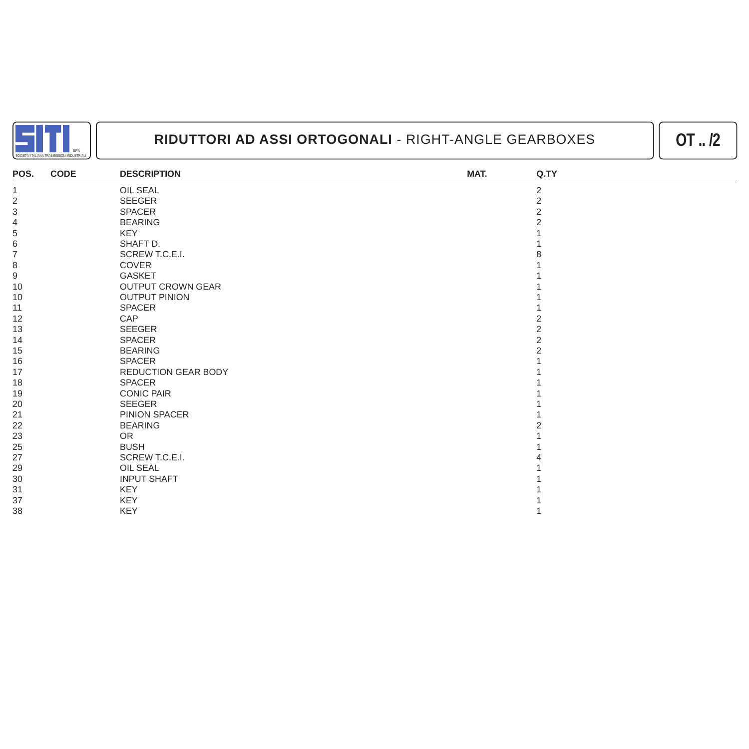SITI SPA — SOCIETA' ITALIANA TRASMISSIONI INDUSTRIALI

# RIDUTTORI AD ASSI ORTOGONALI - RIGHT-ANGLE GEARBOXES

**OT .. /2**

| POS. | CODE | DESCRIPTION | MAT. | Q.TY |
|---|---|---|---|---|
| 1 | | OIL SEAL | | 2 |
| 2 | | SEEGER | | 2 |
| 3 | | SPACER | | 2 |
| 4 | | BEARING | | 2 |
| 5 | | KEY | | 1 |
| 6 | | SHAFT D. | | 1 |
| 7 | | SCREW T.C.E.I. | | 8 |
| 8 | | COVER | | 1 |
| 9 | | GASKET | | 1 |
| 10 | | OUTPUT CROWN GEAR | | 1 |
| 10 | | OUTPUT PINION | | 1 |
| 11 | | SPACER | | 1 |
| 12 | | CAP | | 2 |
| 13 | | SEEGER | | 2 |
| 14 | | SPACER | | 2 |
| 15 | | BEARING | | 2 |
| 16 | | SPACER | | 1 |
| 17 | | REDUCTION GEAR BODY | | 1 |
| 18 | | SPACER | | 1 |
| 19 | | CONIC PAIR | | 1 |
| 20 | | SEEGER | | 1 |
| 21 | | PINION SPACER | | 1 |
| 22 | | BEARING | | 2 |
| 23 | | OR | | 1 |
| 25 | | BUSH | | 1 |
| 27 | | SCREW T.C.E.I. | | 4 |
| 29 | | OIL SEAL | | 1 |
| 30 | | INPUT SHAFT | | 1 |
| 31 | | KEY | | 1 |
| 37 | | KEY | | 1 |
| 38 | | KEY | | 1 |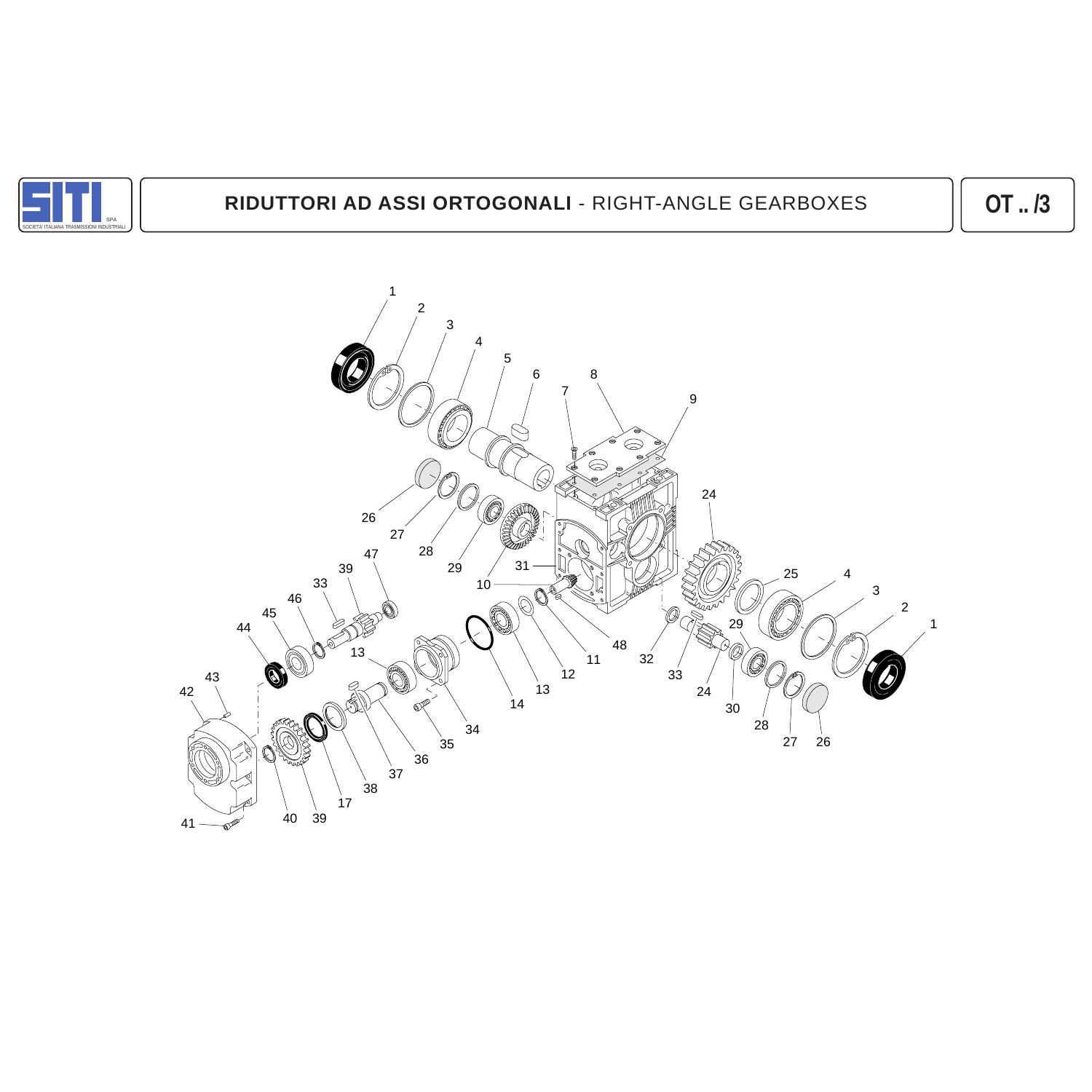# RIDUTTORI AD ASSI ORTOGONALI - RIGHT-ANGLE GEARBOXES

**OT .. /3**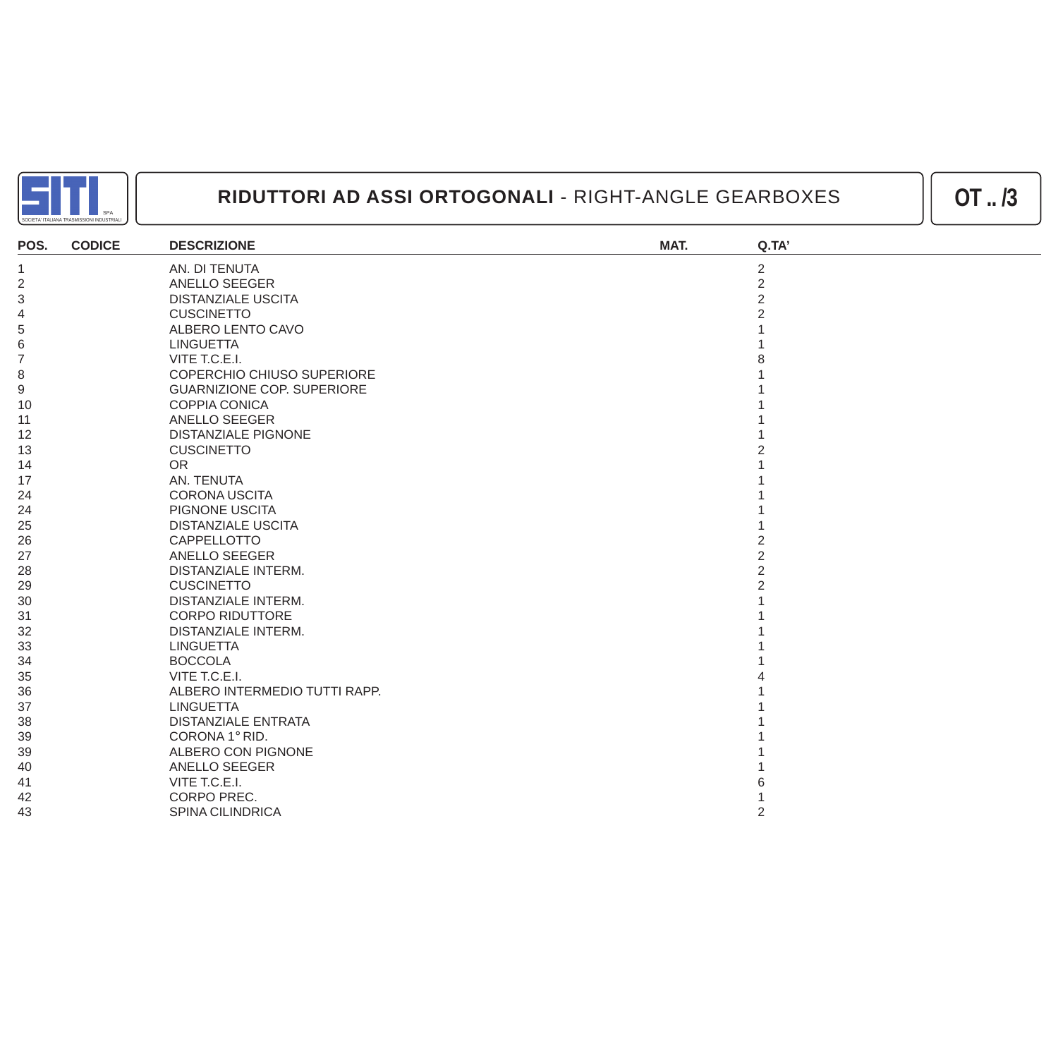SITI SPA — SOCIETA' ITALIANA TRASMISSIONI INDUSTRIALI

# RIDUTTORI AD ASSI ORTOGONALI - RIGHT-ANGLE GEARBOXES

**OT .. /3**

| POS. | CODICE | DESCRIZIONE | MAT. | Q.TA' |
|---|---|---|---|---|
| 1 | | AN. DI TENUTA | | 2 |
| 2 | | ANELLO SEEGER | | 2 |
| 3 | | DISTANZIALE USCITA | | 2 |
| 4 | | CUSCINETTO | | 2 |
| 5 | | ALBERO LENTO CAVO | | 1 |
| 6 | | LINGUETTA | | 1 |
| 7 | | VITE T.C.E.I. | | 8 |
| 8 | | COPERCHIO CHIUSO SUPERIORE | | 1 |
| 9 | | GUARNIZIONE COP. SUPERIORE | | 1 |
| 10 | | COPPIA CONICA | | 1 |
| 11 | | ANELLO SEEGER | | 1 |
| 12 | | DISTANZIALE PIGNONE | | 1 |
| 13 | | CUSCINETTO | | 2 |
| 14 | | OR | | 1 |
| 17 | | AN. TENUTA | | 1 |
| 24 | | CORONA USCITA | | 1 |
| 24 | | PIGNONE USCITA | | 1 |
| 25 | | DISTANZIALE USCITA | | 1 |
| 26 | | CAPPELLOTTO | | 2 |
| 27 | | ANELLO SEEGER | | 2 |
| 28 | | DISTANZIALE INTERM. | | 2 |
| 29 | | CUSCINETTO | | 2 |
| 30 | | DISTANZIALE INTERM. | | 1 |
| 31 | | CORPO RIDUTTORE | | 1 |
| 32 | | DISTANZIALE INTERM. | | 1 |
| 33 | | LINGUETTA | | 1 |
| 34 | | BOCCOLA | | 1 |
| 35 | | VITE T.C.E.I. | | 4 |
| 36 | | ALBERO INTERMEDIO TUTTI RAPP. | | 1 |
| 37 | | LINGUETTA | | 1 |
| 38 | | DISTANZIALE ENTRATA | | 1 |
| 39 | | CORONA 1° RID. | | 1 |
| 39 | | ALBERO CON PIGNONE | | 1 |
| 40 | | ANELLO SEEGER | | 1 |
| 41 | | VITE T.C.E.I. | | 6 |
| 42 | | CORPO PREC. | | 1 |
| 43 | | SPINA CILINDRICA | | 2 |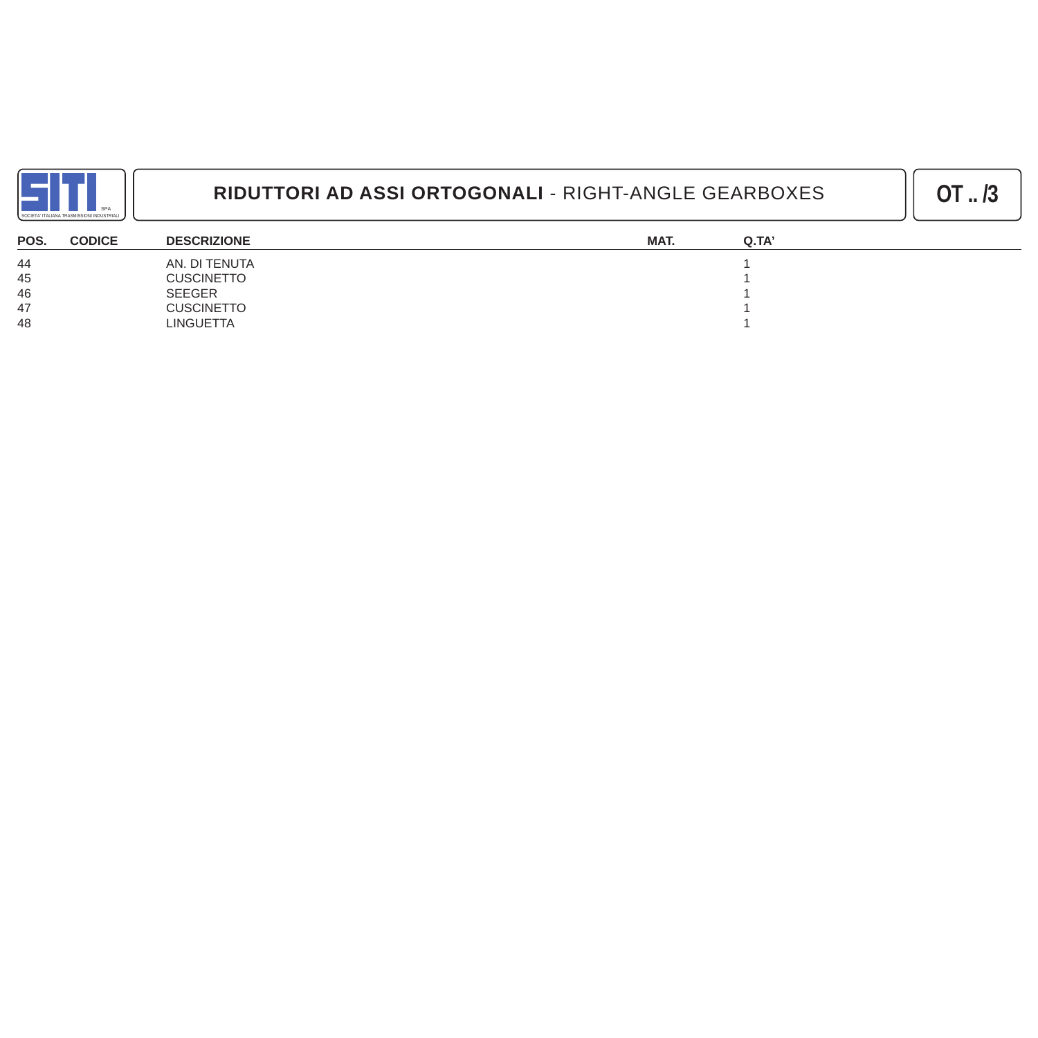SITI SPA
SOCIETA' ITALIANA TRASMISSIONI INDUSTRIALI

# RIDUTTORI AD ASSI ORTOGONALI - RIGHT-ANGLE GEARBOXES

**OT .. /3**

| POS. | CODICE | DESCRIZIONE | MAT. | Q.TA' |
|---|---|---|---|---|
| 44 | | AN. DI TENUTA | | 1 |
| 45 | | CUSCINETTO | | 1 |
| 46 | | SEEGER | | 1 |
| 47 | | CUSCINETTO | | 1 |
| 48 | | LINGUETTA | | 1 |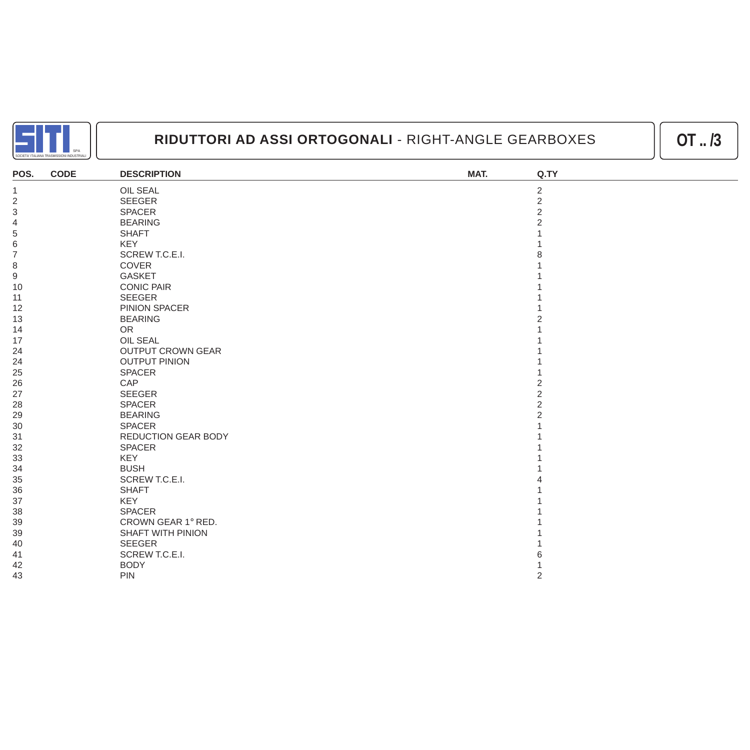SITI SPA — SOCIETA' ITALIANA TRASMISSIONI INDUSTRIALI

# RIDUTTORI AD ASSI ORTOGONALI - RIGHT-ANGLE GEARBOXES

**OT .. /3**

| POS. | CODE | DESCRIPTION | MAT. | Q.TY |
|---|---|---|---|---|
| 1 | | OIL SEAL | | 2 |
| 2 | | SEEGER | | 2 |
| 3 | | SPACER | | 2 |
| 4 | | BEARING | | 2 |
| 5 | | SHAFT | | 1 |
| 6 | | KEY | | 1 |
| 7 | | SCREW T.C.E.I. | | 8 |
| 8 | | COVER | | 1 |
| 9 | | GASKET | | 1 |
| 10 | | CONIC PAIR | | 1 |
| 11 | | SEEGER | | 1 |
| 12 | | PINION SPACER | | 1 |
| 13 | | BEARING | | 2 |
| 14 | | OR | | 1 |
| 17 | | OIL SEAL | | 1 |
| 24 | | OUTPUT CROWN GEAR | | 1 |
| 24 | | OUTPUT PINION | | 1 |
| 25 | | SPACER | | 1 |
| 26 | | CAP | | 2 |
| 27 | | SEEGER | | 2 |
| 28 | | SPACER | | 2 |
| 29 | | BEARING | | 2 |
| 30 | | SPACER | | 1 |
| 31 | | REDUCTION GEAR BODY | | 1 |
| 32 | | SPACER | | 1 |
| 33 | | KEY | | 1 |
| 34 | | BUSH | | 1 |
| 35 | | SCREW T.C.E.I. | | 4 |
| 36 | | SHAFT | | 1 |
| 37 | | KEY | | 1 |
| 38 | | SPACER | | 1 |
| 39 | | CROWN GEAR 1° RED. | | 1 |
| 39 | | SHAFT WITH PINION | | 1 |
| 40 | | SEEGER | | 1 |
| 41 | | SCREW T.C.E.I. | | 6 |
| 42 | | BODY | | 1 |
| 43 | | PIN | | 2 |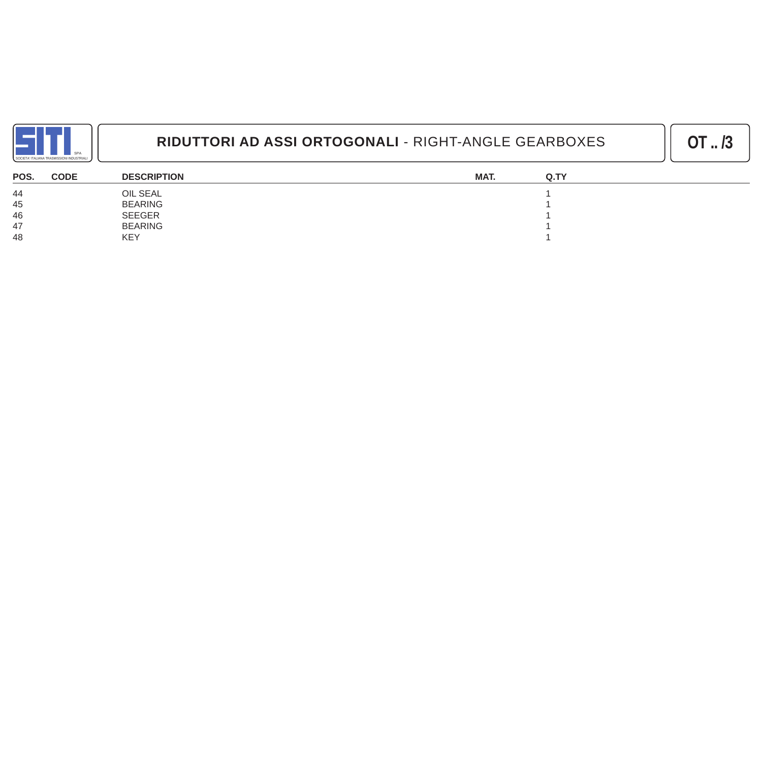**RIDUTTORI AD ASSI ORTOGONALI** - RIGHT-ANGLE GEARBOXES

**OT .. /3**

| POS. | CODE | DESCRIPTION | MAT. | Q.TY |
|---|---|---|---|---|
| 44 | | OIL SEAL | | 1 |
| 45 | | BEARING | | 1 |
| 46 | | SEEGER | | 1 |
| 47 | | BEARING | | 1 |
| 48 | | KEY | | 1 |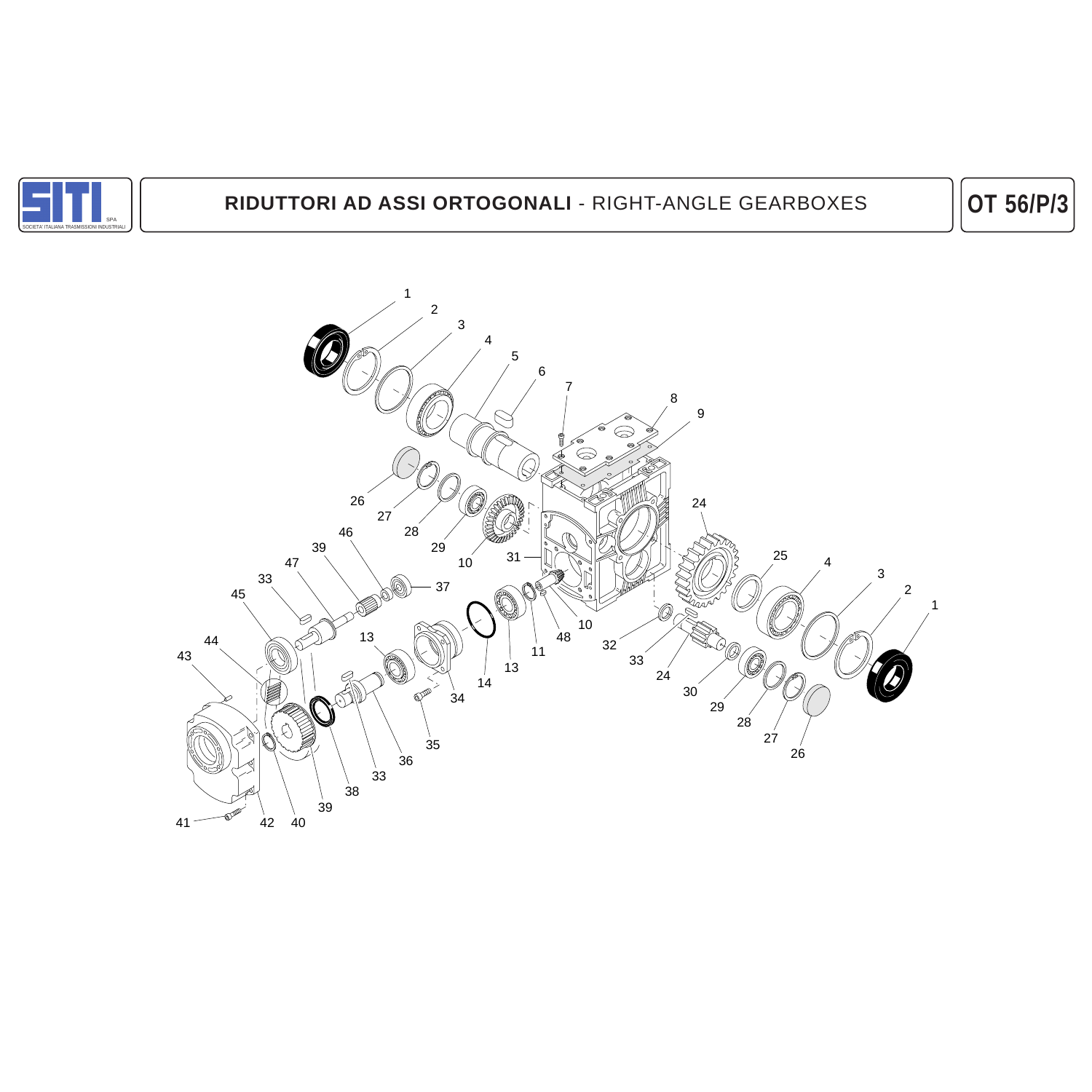SITI SPA SOCIETA' ITALIANA TRASMISSIONI INDUSTRIALI

# RIDUTTORI AD ASSI ORTOGONALI - RIGHT-ANGLE GEARBOXES

## OT 56/P/3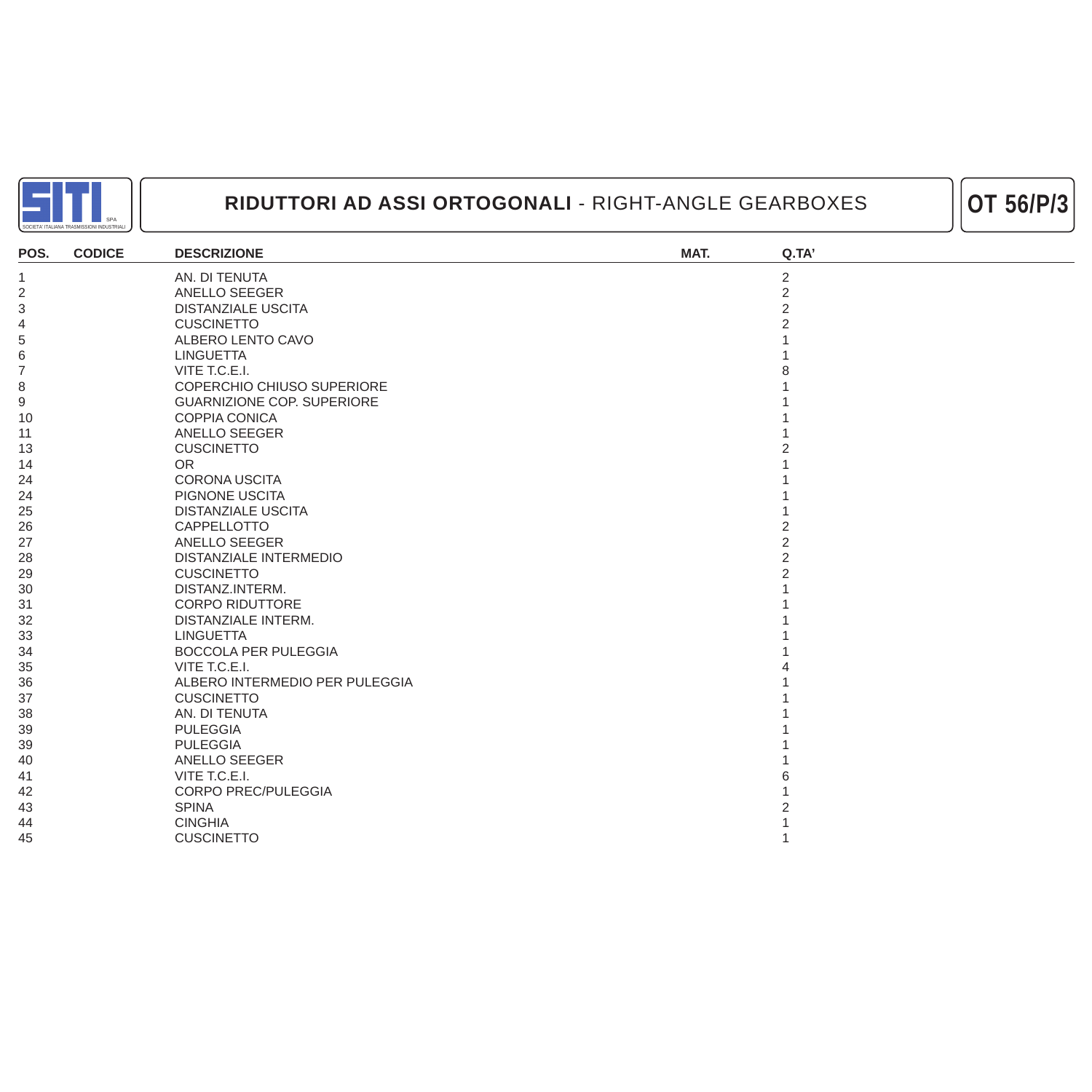SITI SPA — SOCIETA' ITALIANA TRASMISSIONI INDUSTRIALI

# RIDUTTORI AD ASSI ORTOGONALI - RIGHT-ANGLE GEARBOXES

**OT 56/P/3**

| POS. | CODICE | DESCRIZIONE | MAT. | Q.TA' |
|---|---|---|---|---|
| 1 | | AN. DI TENUTA | | 2 |
| 2 | | ANELLO SEEGER | | 2 |
| 3 | | DISTANZIALE USCITA | | 2 |
| 4 | | CUSCINETTO | | 2 |
| 5 | | ALBERO LENTO CAVO | | 1 |
| 6 | | LINGUETTA | | 1 |
| 7 | | VITE T.C.E.I. | | 8 |
| 8 | | COPERCHIO CHIUSO SUPERIORE | | 1 |
| 9 | | GUARNIZIONE COP. SUPERIORE | | 1 |
| 10 | | COPPIA CONICA | | 1 |
| 11 | | ANELLO SEEGER | | 1 |
| 13 | | CUSCINETTO | | 2 |
| 14 | | OR | | 1 |
| 24 | | CORONA USCITA | | 1 |
| 24 | | PIGNONE USCITA | | 1 |
| 25 | | DISTANZIALE USCITA | | 1 |
| 26 | | CAPPELLOTTO | | 2 |
| 27 | | ANELLO SEEGER | | 2 |
| 28 | | DISTANZIALE INTERMEDIO | | 2 |
| 29 | | CUSCINETTO | | 2 |
| 30 | | DISTANZ.INTERM. | | 1 |
| 31 | | CORPO RIDUTTORE | | 1 |
| 32 | | DISTANZIALE INTERM. | | 1 |
| 33 | | LINGUETTA | | 1 |
| 34 | | BOCCOLA PER PULEGGIA | | 1 |
| 35 | | VITE T.C.E.I. | | 4 |
| 36 | | ALBERO INTERMEDIO PER PULEGGIA | | 1 |
| 37 | | CUSCINETTO | | 1 |
| 38 | | AN. DI TENUTA | | 1 |
| 39 | | PULEGGIA | | 1 |
| 39 | | PULEGGIA | | 1 |
| 40 | | ANELLO SEEGER | | 1 |
| 41 | | VITE T.C.E.I. | | 6 |
| 42 | | CORPO PREC/PULEGGIA | | 1 |
| 43 | | SPINA | | 2 |
| 44 | | CINGHIA | | 1 |
| 45 | | CUSCINETTO | | 1 |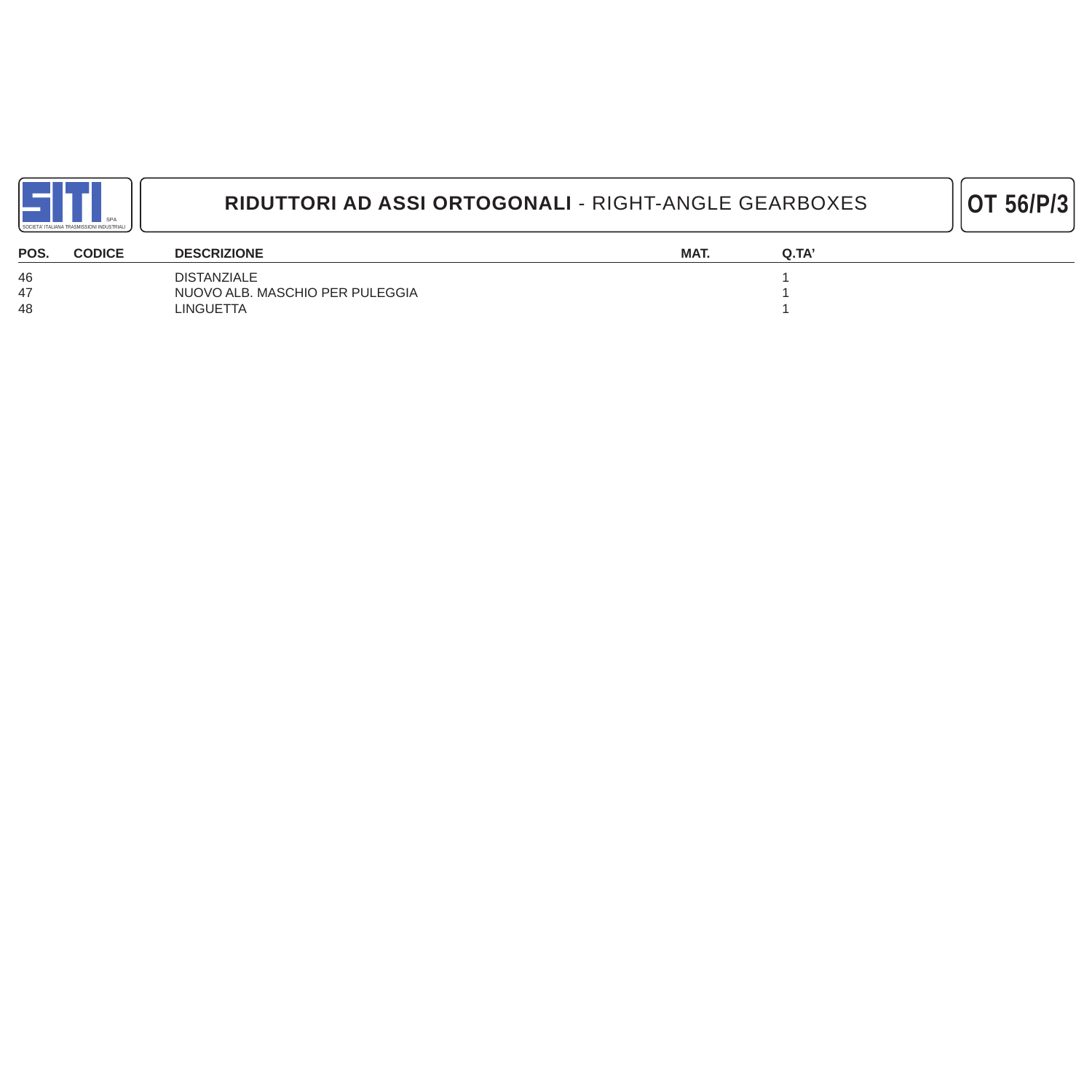SITI SPA
SOCIETA' ITALIANA TRASMISSIONI INDUSTRIALI

# RIDUTTORI AD ASSI ORTOGONALI - RIGHT-ANGLE GEARBOXES

**OT 56/P/3**

| POS. | CODICE | DESCRIZIONE | MAT. | Q.TA' |
|---|---|---|---|---|
| 46 | | DISTANZIALE | | 1 |
| 47 | | NUOVO ALB. MASCHIO PER PULEGGIA | | 1 |
| 48 | | LINGUETTA | | 1 |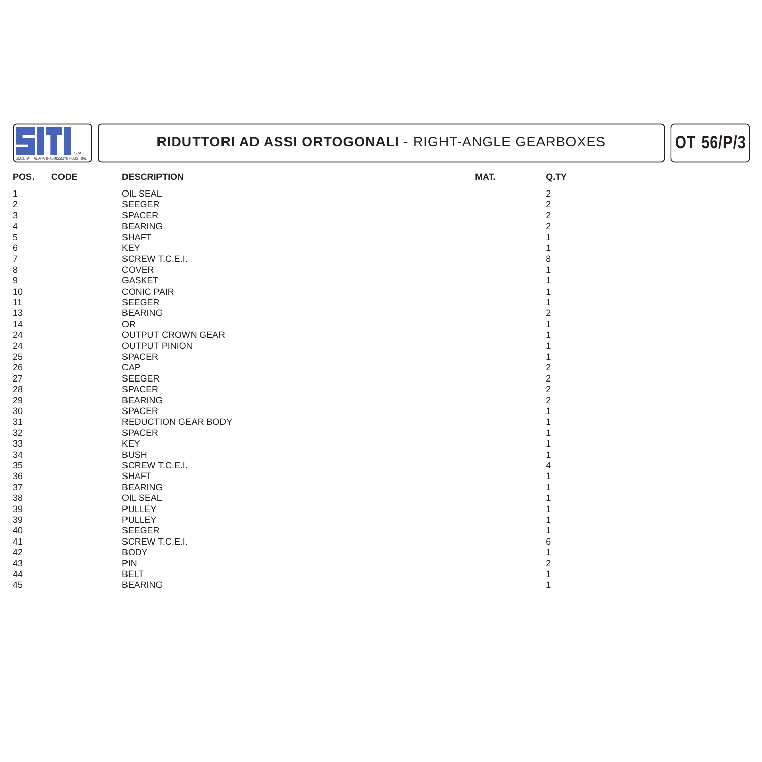SITI SPA
SOCIETA' ITALIANA TRASMISSIONI INDUSTRIALI

# RIDUTTORI AD ASSI ORTOGONALI - RIGHT-ANGLE GEARBOXES

## OT 56/P/3

| POS. | CODE | DESCRIPTION | MAT. | Q.TY |
|---|---|---|---|---|
| 1 | | OIL SEAL | | 2 |
| 2 | | SEEGER | | 2 |
| 3 | | SPACER | | 2 |
| 4 | | BEARING | | 2 |
| 5 | | SHAFT | | 1 |
| 6 | | KEY | | 1 |
| 7 | | SCREW T.C.E.I. | | 8 |
| 8 | | COVER | | 1 |
| 9 | | GASKET | | 1 |
| 10 | | CONIC PAIR | | 1 |
| 11 | | SEEGER | | 1 |
| 13 | | BEARING | | 2 |
| 14 | | OR | | 1 |
| 24 | | OUTPUT CROWN GEAR | | 1 |
| 24 | | OUTPUT PINION | | 1 |
| 25 | | SPACER | | 1 |
| 26 | | CAP | | 2 |
| 27 | | SEEGER | | 2 |
| 28 | | SPACER | | 2 |
| 29 | | BEARING | | 2 |
| 30 | | SPACER | | 1 |
| 31 | | REDUCTION GEAR BODY | | 1 |
| 32 | | SPACER | | 1 |
| 33 | | KEY | | 1 |
| 34 | | BUSH | | 1 |
| 35 | | SCREW T.C.E.I. | | 4 |
| 36 | | SHAFT | | 1 |
| 37 | | BEARING | | 1 |
| 38 | | OIL SEAL | | 1 |
| 39 | | PULLEY | | 1 |
| 39 | | PULLEY | | 1 |
| 40 | | SEEGER | | 1 |
| 41 | | SCREW T.C.E.I. | | 6 |
| 42 | | BODY | | 1 |
| 43 | | PIN | | 2 |
| 44 | | BELT | | 1 |
| 45 | | BEARING | | 1 |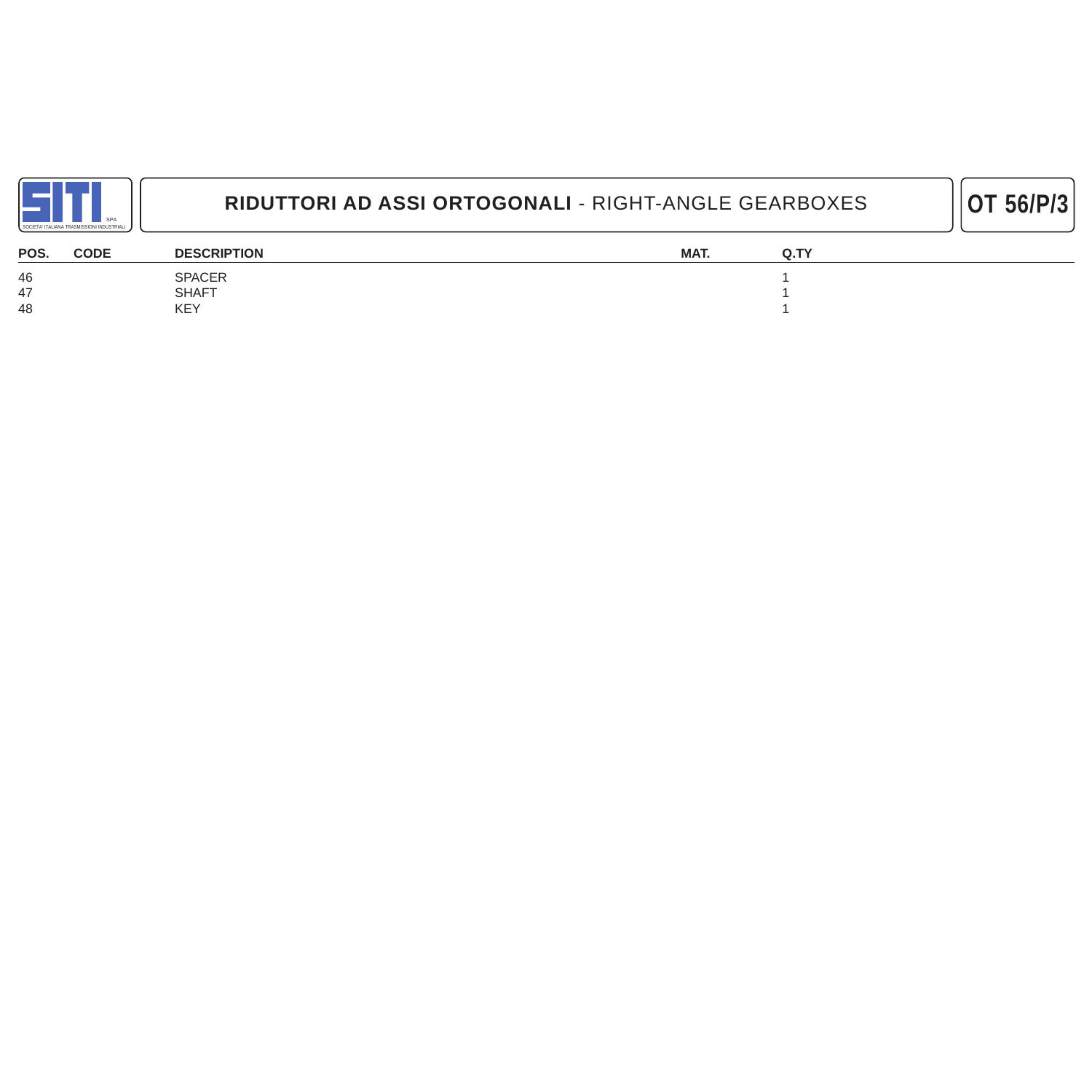# RIDUTTORI AD ASSI ORTOGONALI - RIGHT-ANGLE GEARBOXES

**OT 56/P/3**

| POS. | CODE | DESCRIPTION | MAT. | Q.TY |
|---|---|---|---|---|
| 46 | | SPACER | | 1 |
| 47 | | SHAFT | | 1 |
| 48 | | KEY | | 1 |